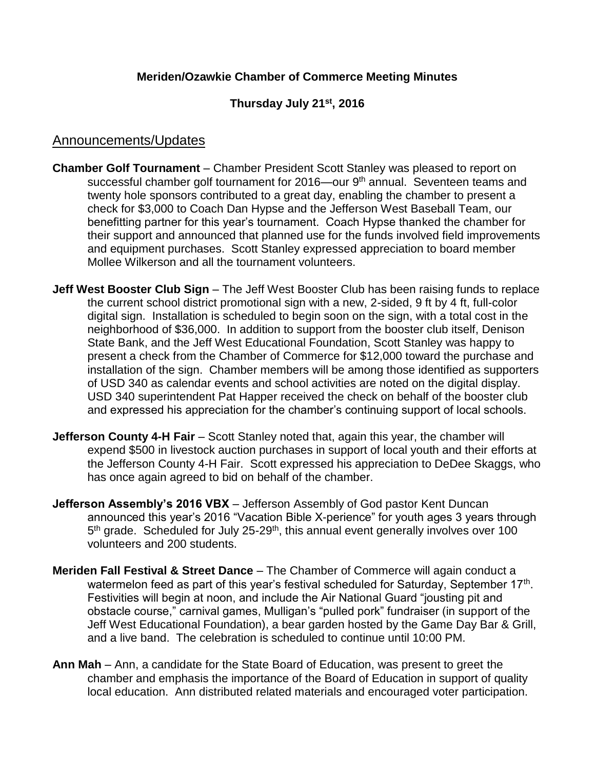**Meriden/Ozawkie Chamber of Commerce Meeting Minutes**

**Thursday July 21st, 2016**

## Announcements/Updates

**Chamber Golf Tournament** – Chamber President Scott Stanley was pleased to report on successful chamber golf tournament for 2016—our 9th annual. Seventeen teams and twenty hole sponsors contributed to a great day, enabling the chamber to present a check for $3,000 to Coach Dan Hypse and the Jefferson West Baseball Team, our benefitting partner for this year's tournament. Coach Hypse thanked the chamber for their support and announced that planned use for the funds involved field improvements and equipment purchases. Scott Stanley expressed appreciation to board member Mollee Wilkerson and all the tournament volunteers.

**Jeff West Booster Club Sign** – The Jeff West Booster Club has been raising funds to replace the current school district promotional sign with a new, 2-sided, 9 ft by 4 ft, full-color digital sign. Installation is scheduled to begin soon on the sign, with a total cost in the neighborhood of $36,000. In addition to support from the booster club itself, Denison State Bank, and the Jeff West Educational Foundation, Scott Stanley was happy to present a check from the Chamber of Commerce for $12,000 toward the purchase and installation of the sign. Chamber members will be among those identified as supporters of USD 340 as calendar events and school activities are noted on the digital display. USD 340 superintendent Pat Happer received the check on behalf of the booster club and expressed his appreciation for the chamber's continuing support of local schools.

**Jefferson County 4-H Fair** – Scott Stanley noted that, again this year, the chamber will expend $500 in livestock auction purchases in support of local youth and their efforts at the Jefferson County 4-H Fair. Scott expressed his appreciation to DeDee Skaggs, who has once again agreed to bid on behalf of the chamber.

**Jefferson Assembly's 2016 VBX** – Jefferson Assembly of God pastor Kent Duncan announced this year's 2016 "Vacation Bible X-perience" for youth ages 3 years through 5th grade. Scheduled for July 25-29th, this annual event generally involves over 100 volunteers and 200 students.

**Meriden Fall Festival & Street Dance** – The Chamber of Commerce will again conduct a watermelon feed as part of this year's festival scheduled for Saturday, September 17th. Festivities will begin at noon, and include the Air National Guard "jousting pit and obstacle course," carnival games, Mulligan's "pulled pork" fundraiser (in support of the Jeff West Educational Foundation), a bear garden hosted by the Game Day Bar & Grill, and a live band. The celebration is scheduled to continue until 10:00 PM.

**Ann Mah** – Ann, a candidate for the State Board of Education, was present to greet the chamber and emphasis the importance of the Board of Education in support of quality local education. Ann distributed related materials and encouraged voter participation.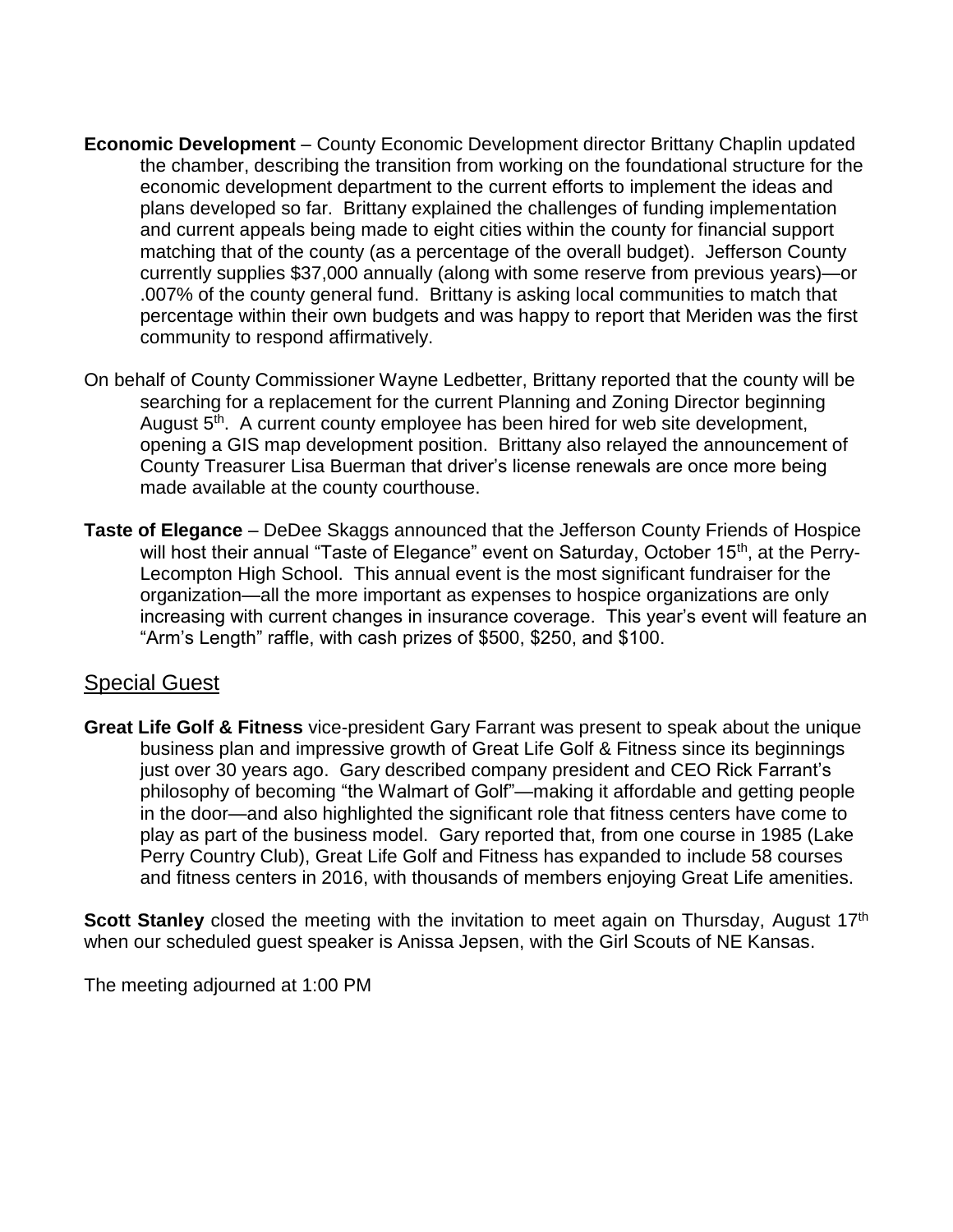**Economic Development** – County Economic Development director Brittany Chaplin updated the chamber, describing the transition from working on the foundational structure for the economic development department to the current efforts to implement the ideas and plans developed so far. Brittany explained the challenges of funding implementation and current appeals being made to eight cities within the county for financial support matching that of the county (as a percentage of the overall budget). Jefferson County currently supplies $37,000 annually (along with some reserve from previous years)—or .007% of the county general fund. Brittany is asking local communities to match that percentage within their own budgets and was happy to report that Meriden was the first community to respond affirmatively.

On behalf of County Commissioner Wayne Ledbetter, Brittany reported that the county will be searching for a replacement for the current Planning and Zoning Director beginning August 5th. A current county employee has been hired for web site development, opening a GIS map development position. Brittany also relayed the announcement of County Treasurer Lisa Buerman that driver's license renewals are once more being made available at the county courthouse.

**Taste of Elegance** – DeDee Skaggs announced that the Jefferson County Friends of Hospice will host their annual "Taste of Elegance" event on Saturday, October 15th, at the Perry-Lecompton High School. This annual event is the most significant fundraiser for the organization—all the more important as expenses to hospice organizations are only increasing with current changes in insurance coverage. This year's event will feature an "Arm's Length" raffle, with cash prizes of $500, $250, and $100.

## Special Guest

**Great Life Golf & Fitness** vice-president Gary Farrant was present to speak about the unique business plan and impressive growth of Great Life Golf & Fitness since its beginnings just over 30 years ago. Gary described company president and CEO Rick Farrant's philosophy of becoming "the Walmart of Golf"—making it affordable and getting people in the door—and also highlighted the significant role that fitness centers have come to play as part of the business model. Gary reported that, from one course in 1985 (Lake Perry Country Club), Great Life Golf and Fitness has expanded to include 58 courses and fitness centers in 2016, with thousands of members enjoying Great Life amenities.

**Scott Stanley** closed the meeting with the invitation to meet again on Thursday, August 17th when our scheduled guest speaker is Anissa Jepsen, with the Girl Scouts of NE Kansas.

The meeting adjourned at 1:00 PM